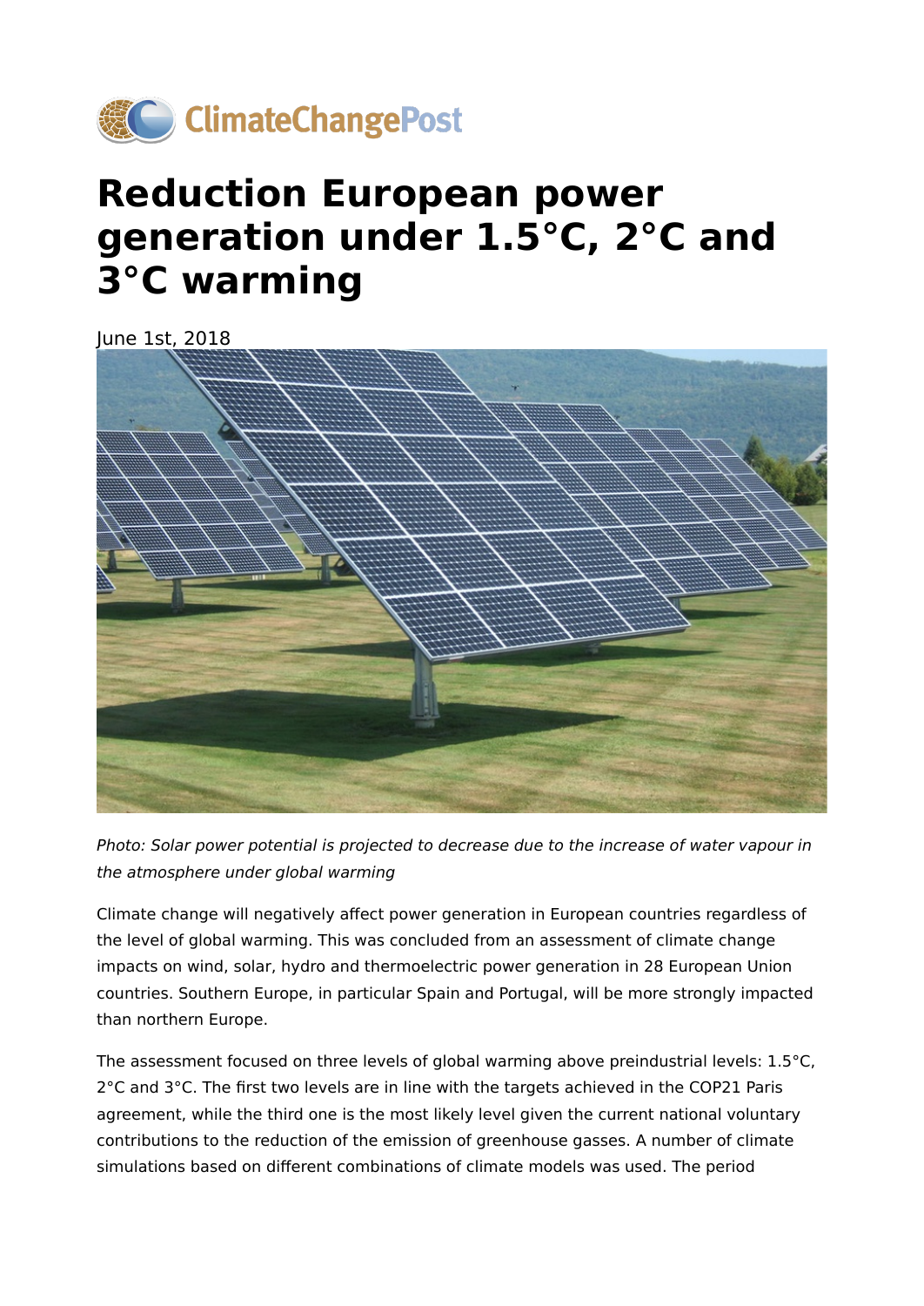# Reduction European power generation under 1.5°C, 2°C and 3°C warming

June 1st, 2018

*Photo: Solar power potential is projected to decrease due to the increase of water vapour in the atmosphere under global warming*

Climate change will negatively affect power generation in European countries regardless of the level of global warming. This was concluded from an assessment of climate change impacts on wind, solar, hydro and thermoelectric power generation in 28 European Union countries. Southern Europe, in particular Spain and Portugal, will be more strongly impacted than northern Europe.

The assessment focused on three levels of global warming above preindustrial levels: 1.5°C, 2°C and 3°C. The first two levels are in line with the targets achieved in the COP21 Paris agreement, while the third one is the most likely level given the current national voluntary contributions to the reduction of the emission of greenhouse gasses. A number of climate simulations based on different combinations of climate models was used. The period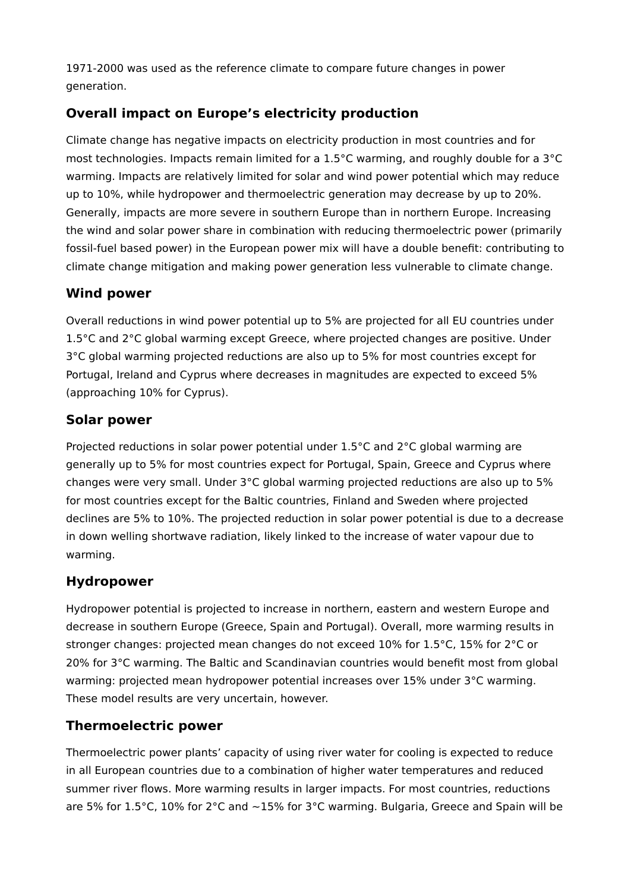1971-2000 was used as the reference climate to compare future changes in power generation.

## Overall impact on Europe’s electricity production

Climate change has negative impacts on electricity production in most countries and for most technologies. Impacts remain limited for a 1.5°C warming, and roughly double for a 3°C warming. Impacts are relatively limited for solar and wind power potential which may reduce up to 10%, while hydropower and thermoelectric generation may decrease by up to 20%. Generally, impacts are more severe in southern Europe than in northern Europe. Increasing the wind and solar power share in combination with reducing thermoelectric power (primarily fossil-fuel based power) in the European power mix will have a double benefit: contributing to climate change mitigation and making power generation less vulnerable to climate change.

## Wind power

Overall reductions in wind power potential up to 5% are projected for all EU countries under 1.5°C and 2°C global warming except Greece, where projected changes are positive. Under 3°C global warming projected reductions are also up to 5% for most countries except for Portugal, Ireland and Cyprus where decreases in magnitudes are expected to exceed 5% (approaching 10% for Cyprus).

## Solar power

Projected reductions in solar power potential under 1.5°C and 2°C global warming are generally up to 5% for most countries expect for Portugal, Spain, Greece and Cyprus where changes were very small. Under 3°C global warming projected reductions are also up to 5% for most countries except for the Baltic countries, Finland and Sweden where projected declines are 5% to 10%. The projected reduction in solar power potential is due to a decrease in down welling shortwave radiation, likely linked to the increase of water vapour due to warming.

## Hydropower

Hydropower potential is projected to increase in northern, eastern and western Europe and decrease in southern Europe (Greece, Spain and Portugal). Overall, more warming results in stronger changes: projected mean changes do not exceed 10% for 1.5°C, 15% for 2°C or 20% for 3°C warming. The Baltic and Scandinavian countries would benefit most from global warming: projected mean hydropower potential increases over 15% under 3°C warming. These model results are very uncertain, however.

## Thermoelectric power

Thermoelectric power plants’ capacity of using river water for cooling is expected to reduce in all European countries due to a combination of higher water temperatures and reduced summer river flows. More warming results in larger impacts. For most countries, reductions are 5% for 1.5°C, 10% for 2°C and ~15% for 3°C warming. Bulgaria, Greece and Spain will be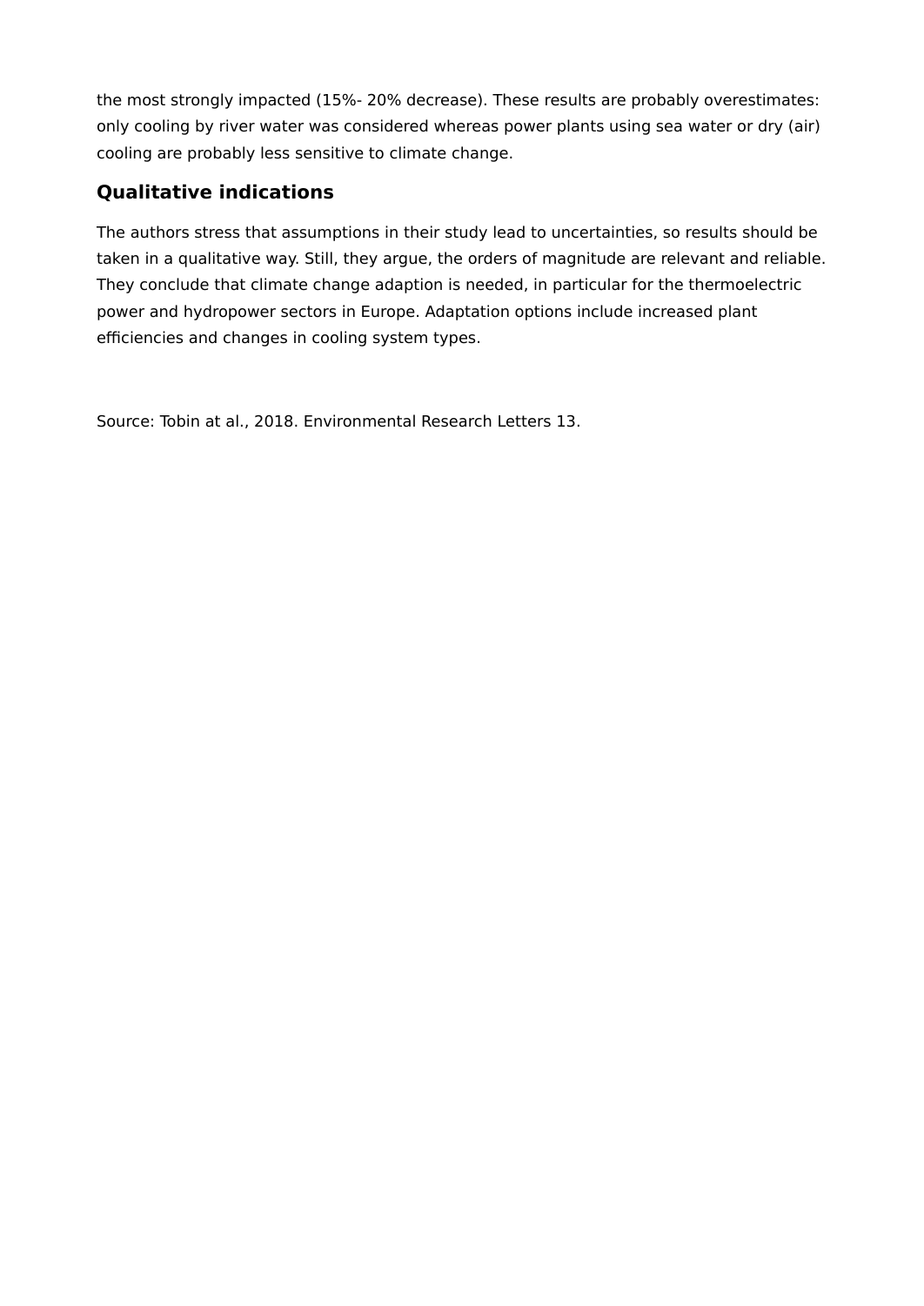the most strongly impacted (15%- 20% decrease). These results are probably overestimates: only cooling by river water was considered whereas power plants using sea water or dry (air) cooling are probably less sensitive to climate change.

## Qualitative indications

The authors stress that assumptions in their study lead to uncertainties, so results should be taken in a qualitative way. Still, they argue, the orders of magnitude are relevant and reliable. They conclude that climate change adaption is needed, in particular for the thermoelectric power and hydropower sectors in Europe. Adaptation options include increased plant efficiencies and changes in cooling system types.

Source: Tobin at al., 2018. Environmental Research Letters 13.